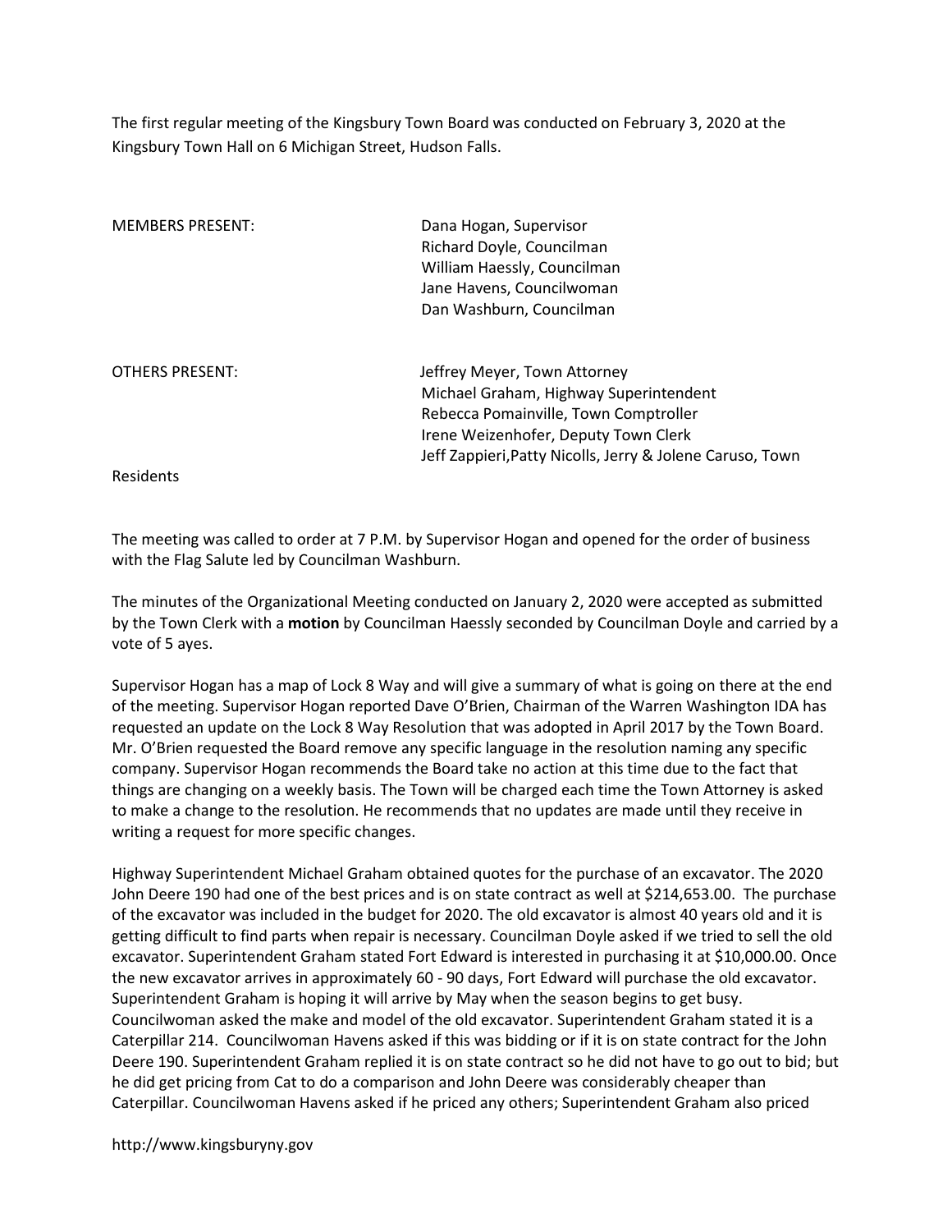The first regular meeting of the Kingsbury Town Board was conducted on February 3, 2020 at the Kingsbury Town Hall on 6 Michigan Street, Hudson Falls.

| | |
|---|---|
| MEMBERS PRESENT: | Dana Hogan, Supervisor<br>Richard Doyle, Councilman<br>William Haessly, Councilman<br>Jane Havens, Councilwoman<br>Dan Washburn, Councilman |
| OTHERS PRESENT: | Jeffrey Meyer, Town Attorney<br>Michael Graham, Highway Superintendent<br>Rebecca Pomainville, Town Comptroller<br>Irene Weizenhofer, Deputy Town Clerk<br>Jeff Zappieri,Patty Nicolls, Jerry & Jolene Caruso, Town Residents |

The meeting was called to order at 7 P.M. by Supervisor Hogan and opened for the order of business with the Flag Salute led by Councilman Washburn.

The minutes of the Organizational Meeting conducted on January 2, 2020 were accepted as submitted by the Town Clerk with a **motion** by Councilman Haessly seconded by Councilman Doyle and carried by a vote of 5 ayes.

Supervisor Hogan has a map of Lock 8 Way and will give a summary of what is going on there at the end of the meeting. Supervisor Hogan reported Dave O'Brien, Chairman of the Warren Washington IDA has requested an update on the Lock 8 Way Resolution that was adopted in April 2017 by the Town Board. Mr. O'Brien requested the Board remove any specific language in the resolution naming any specific company. Supervisor Hogan recommends the Board take no action at this time due to the fact that things are changing on a weekly basis. The Town will be charged each time the Town Attorney is asked to make a change to the resolution. He recommends that no updates are made until they receive in writing a request for more specific changes.

Highway Superintendent Michael Graham obtained quotes for the purchase of an excavator. The 2020 John Deere 190 had one of the best prices and is on state contract as well at $214,653.00. The purchase of the excavator was included in the budget for 2020. The old excavator is almost 40 years old and it is getting difficult to find parts when repair is necessary. Councilman Doyle asked if we tried to sell the old excavator. Superintendent Graham stated Fort Edward is interested in purchasing it at $10,000.00. Once the new excavator arrives in approximately 60 - 90 days, Fort Edward will purchase the old excavator. Superintendent Graham is hoping it will arrive by May when the season begins to get busy. Councilwoman asked the make and model of the old excavator. Superintendent Graham stated it is a Caterpillar 214. Councilwoman Havens asked if this was bidding or if it is on state contract for the John Deere 190. Superintendent Graham replied it is on state contract so he did not have to go out to bid; but he did get pricing from Cat to do a comparison and John Deere was considerably cheaper than Caterpillar. Councilwoman Havens asked if he priced any others; Superintendent Graham also priced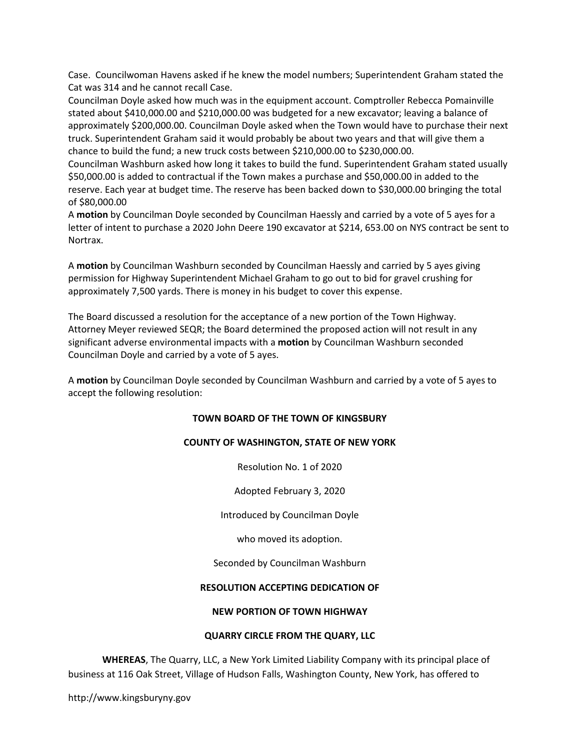Case. Councilwoman Havens asked if he knew the model numbers; Superintendent Graham stated the Cat was 314 and he cannot recall Case.

Councilman Doyle asked how much was in the equipment account. Comptroller Rebecca Pomainville stated about $410,000.00 and $210,000.00 was budgeted for a new excavator; leaving a balance of approximately $200,000.00. Councilman Doyle asked when the Town would have to purchase their next truck. Superintendent Graham said it would probably be about two years and that will give them a chance to build the fund; a new truck costs between $210,000.00 to $230,000.00.

Councilman Washburn asked how long it takes to build the fund. Superintendent Graham stated usually $50,000.00 is added to contractual if the Town makes a purchase and $50,000.00 in added to the reserve. Each year at budget time. The reserve has been backed down to $30,000.00 bringing the total of $80,000.00

A **motion** by Councilman Doyle seconded by Councilman Haessly and carried by a vote of 5 ayes for a letter of intent to purchase a 2020 John Deere 190 excavator at $214, 653.00 on NYS contract be sent to Nortrax.

A **motion** by Councilman Washburn seconded by Councilman Haessly and carried by 5 ayes giving permission for Highway Superintendent Michael Graham to go out to bid for gravel crushing for approximately 7,500 yards. There is money in his budget to cover this expense.

The Board discussed a resolution for the acceptance of a new portion of the Town Highway. Attorney Meyer reviewed SEQR; the Board determined the proposed action will not result in any significant adverse environmental impacts with a **motion** by Councilman Washburn seconded Councilman Doyle and carried by a vote of 5 ayes.

A **motion** by Councilman Doyle seconded by Councilman Washburn and carried by a vote of 5 ayes to accept the following resolution:

**TOWN BOARD OF THE TOWN OF KINGSBURY**

**COUNTY OF WASHINGTON, STATE OF NEW YORK**

Resolution No. 1 of 2020

Adopted February 3, 2020

Introduced by Councilman Doyle

who moved its adoption.

Seconded by Councilman Washburn

**RESOLUTION ACCEPTING DEDICATION OF**

**NEW PORTION OF TOWN HIGHWAY**

**QUARRY CIRCLE FROM THE QUARY, LLC**

**WHEREAS**, The Quarry, LLC, a New York Limited Liability Company with its principal place of business at 116 Oak Street, Village of Hudson Falls, Washington County, New York, has offered to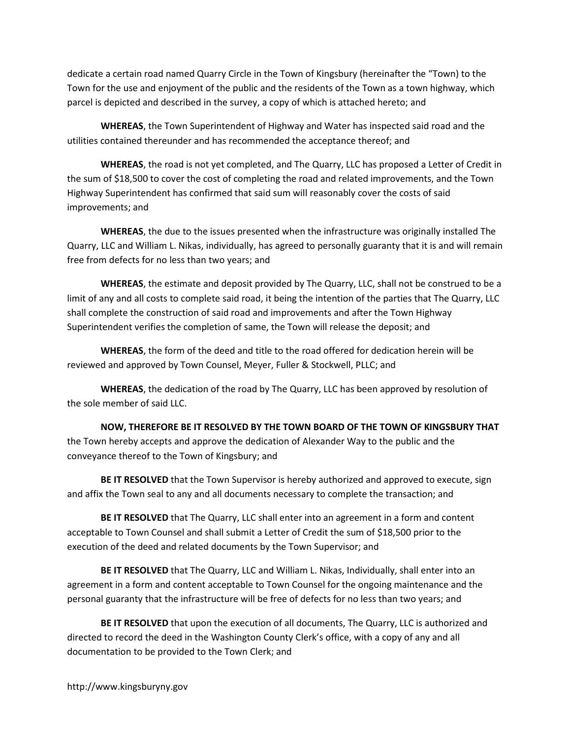dedicate a certain road named Quarry Circle in the Town of Kingsbury (hereinafter the "Town) to the Town for the use and enjoyment of the public and the residents of the Town as a town highway, which parcel is depicted and described in the survey, a copy of which is attached hereto; and

**WHEREAS**, the Town Superintendent of Highway and Water has inspected said road and the utilities contained thereunder and has recommended the acceptance thereof; and

**WHEREAS**, the road is not yet completed, and The Quarry, LLC has proposed a Letter of Credit in the sum of $18,500 to cover the cost of completing the road and related improvements, and the Town Highway Superintendent has confirmed that said sum will reasonably cover the costs of said improvements; and

**WHEREAS**, the due to the issues presented when the infrastructure was originally installed The Quarry, LLC and William L. Nikas, individually, has agreed to personally guaranty that it is and will remain free from defects for no less than two years; and

**WHEREAS**, the estimate and deposit provided by The Quarry, LLC, shall not be construed to be a limit of any and all costs to complete said road, it being the intention of the parties that The Quarry, LLC shall complete the construction of said road and improvements and after the Town Highway Superintendent verifies the completion of same, the Town will release the deposit; and

**WHEREAS**, the form of the deed and title to the road offered for dedication herein will be reviewed and approved by Town Counsel, Meyer, Fuller & Stockwell, PLLC; and

**WHEREAS**, the dedication of the road by The Quarry, LLC has been approved by resolution of the sole member of said LLC.

**NOW, THEREFORE BE IT RESOLVED BY THE TOWN BOARD OF THE TOWN OF KINGSBURY THAT** the Town hereby accepts and approve the dedication of Alexander Way to the public and the conveyance thereof to the Town of Kingsbury; and

**BE IT RESOLVED** that the Town Supervisor is hereby authorized and approved to execute, sign and affix the Town seal to any and all documents necessary to complete the transaction; and

**BE IT RESOLVED** that The Quarry, LLC shall enter into an agreement in a form and content acceptable to Town Counsel and shall submit a Letter of Credit the sum of $18,500 prior to the execution of the deed and related documents by the Town Supervisor; and

**BE IT RESOLVED** that The Quarry, LLC and William L. Nikas, Individually, shall enter into an agreement in a form and content acceptable to Town Counsel for the ongoing maintenance and the personal guaranty that the infrastructure will be free of defects for no less than two years; and

**BE IT RESOLVED** that upon the execution of all documents, The Quarry, LLC is authorized and directed to record the deed in the Washington County Clerk's office, with a copy of any and all documentation to be provided to the Town Clerk; and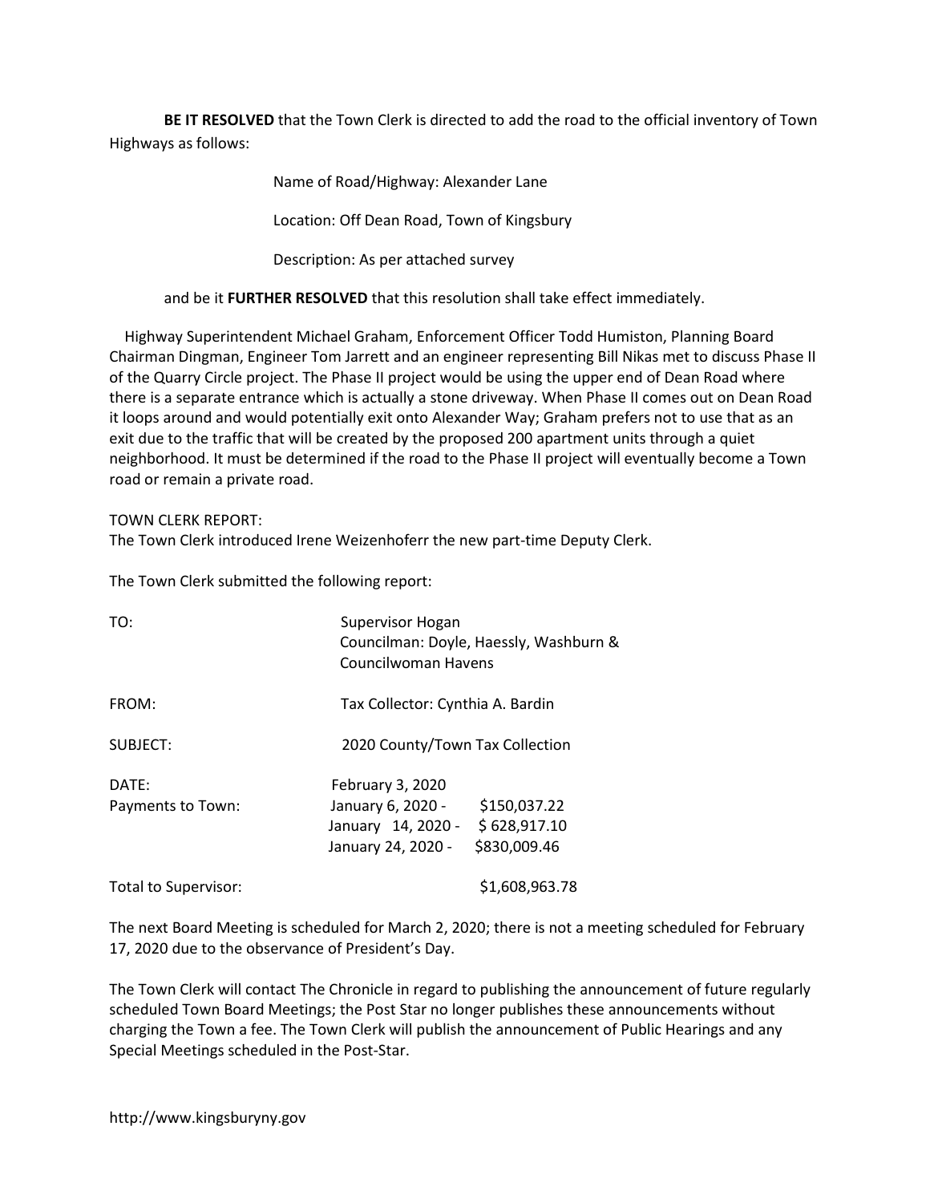**BE IT RESOLVED** that the Town Clerk is directed to add the road to the official inventory of Town Highways as follows:

Name of Road/Highway: Alexander Lane

Location: Off Dean Road, Town of Kingsbury

Description: As per attached survey

and be it **FURTHER RESOLVED** that this resolution shall take effect immediately.

Highway Superintendent Michael Graham, Enforcement Officer Todd Humiston, Planning Board Chairman Dingman, Engineer Tom Jarrett and an engineer representing Bill Nikas met to discuss Phase II of the Quarry Circle project. The Phase II project would be using the upper end of Dean Road where there is a separate entrance which is actually a stone driveway. When Phase II comes out on Dean Road it loops around and would potentially exit onto Alexander Way; Graham prefers not to use that as an exit due to the traffic that will be created by the proposed 200 apartment units through a quiet neighborhood. It must be determined if the road to the Phase II project will eventually become a Town road or remain a private road.

TOWN CLERK REPORT:
The Town Clerk introduced Irene Weizenhoferr the new part-time Deputy Clerk.

The Town Clerk submitted the following report:

TO: Supervisor Hogan
Councilman: Doyle, Haessly, Washburn &
Councilwoman Havens

FROM: Tax Collector: Cynthia A. Bardin

SUBJECT: 2020 County/Town Tax Collection

DATE: February 3, 2020

Payments to Town:

| | |
|---|---|
| January 6, 2020 - | $150,037.22 |
| January 14, 2020 - | $ 628,917.10 |
| January 24, 2020 - | $830,009.46 |

Total to Supervisor: $1,608,963.78

The next Board Meeting is scheduled for March 2, 2020; there is not a meeting scheduled for February 17, 2020 due to the observance of President's Day.

The Town Clerk will contact The Chronicle in regard to publishing the announcement of future regularly scheduled Town Board Meetings; the Post Star no longer publishes these announcements without charging the Town a fee. The Town Clerk will publish the announcement of Public Hearings and any Special Meetings scheduled in the Post-Star.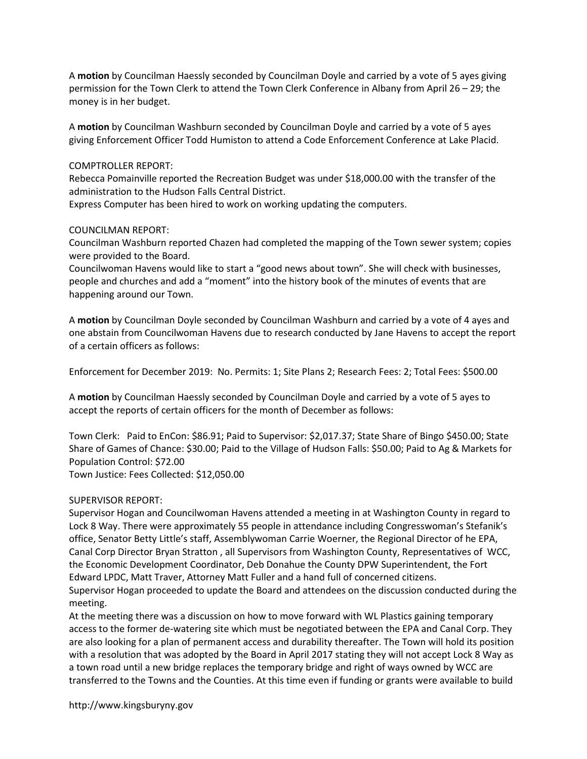A **motion** by Councilman Haessly seconded by Councilman Doyle and carried by a vote of 5 ayes giving permission for the Town Clerk to attend the Town Clerk Conference in Albany from April 26 – 29; the money is in her budget.

A **motion** by Councilman Washburn seconded by Councilman Doyle and carried by a vote of 5 ayes giving Enforcement Officer Todd Humiston to attend a Code Enforcement Conference at Lake Placid.

COMPTROLLER REPORT:
Rebecca Pomainville reported the Recreation Budget was under $18,000.00 with the transfer of the administration to the Hudson Falls Central District.
Express Computer has been hired to work on working updating the computers.

COUNCILMAN REPORT:
Councilman Washburn reported Chazen had completed the mapping of the Town sewer system; copies were provided to the Board.
Councilwoman Havens would like to start a "good news about town". She will check with businesses, people and churches and add a "moment" into the history book of the minutes of events that are happening around our Town.

A **motion** by Councilman Doyle seconded by Councilman Washburn and carried by a vote of 4 ayes and one abstain from Councilwoman Havens due to research conducted by Jane Havens to accept the report of a certain officers as follows:

Enforcement for December 2019: No. Permits: 1; Site Plans 2; Research Fees: 2; Total Fees: $500.00

A **motion** by Councilman Haessly seconded by Councilman Doyle and carried by a vote of 5 ayes to accept the reports of certain officers for the month of December as follows:

Town Clerk: Paid to EnCon: $86.91; Paid to Supervisor: $2,017.37; State Share of Bingo $450.00; State Share of Games of Chance: $30.00; Paid to the Village of Hudson Falls: $50.00; Paid to Ag & Markets for Population Control: $72.00
Town Justice: Fees Collected: $12,050.00

SUPERVISOR REPORT:
Supervisor Hogan and Councilwoman Havens attended a meeting in at Washington County in regard to Lock 8 Way. There were approximately 55 people in attendance including Congresswoman's Stefanik's office, Senator Betty Little's staff, Assemblywoman Carrie Woerner, the Regional Director of he EPA, Canal Corp Director Bryan Stratton , all Supervisors from Washington County, Representatives of WCC, the Economic Development Coordinator, Deb Donahue the County DPW Superintendent, the Fort Edward LPDC, Matt Traver, Attorney Matt Fuller and a hand full of concerned citizens.
Supervisor Hogan proceeded to update the Board and attendees on the discussion conducted during the meeting.
At the meeting there was a discussion on how to move forward with WL Plastics gaining temporary access to the former de-watering site which must be negotiated between the EPA and Canal Corp. They are also looking for a plan of permanent access and durability thereafter. The Town will hold its position with a resolution that was adopted by the Board in April 2017 stating they will not accept Lock 8 Way as a town road until a new bridge replaces the temporary bridge and right of ways owned by WCC are transferred to the Towns and the Counties. At this time even if funding or grants were available to build

http://www.kingsburyny.gov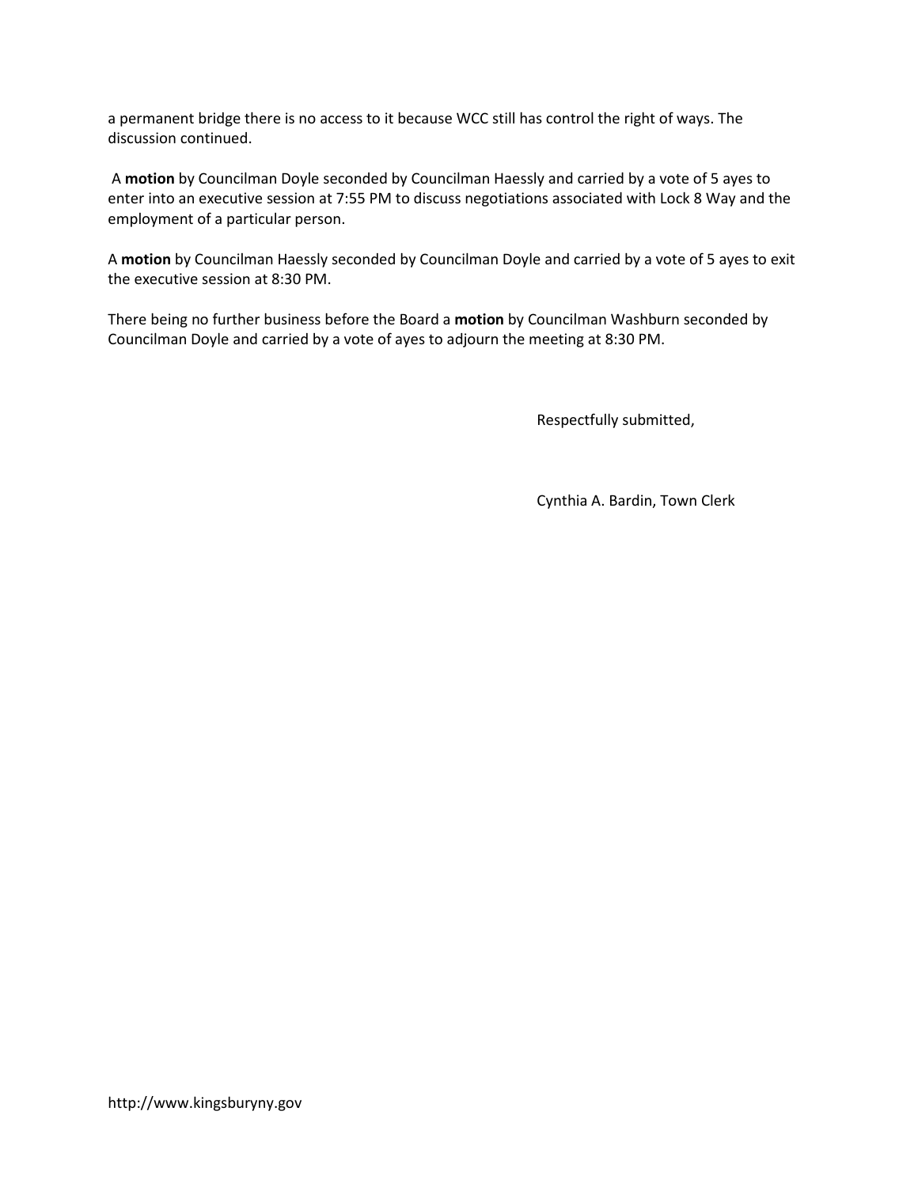a permanent bridge there is no access to it because WCC still has control the right of ways. The discussion continued.

A **motion** by Councilman Doyle seconded by Councilman Haessly and carried by a vote of 5 ayes to enter into an executive session at 7:55 PM to discuss negotiations associated with Lock 8 Way and the employment of a particular person.

A **motion** by Councilman Haessly seconded by Councilman Doyle and carried by a vote of 5 ayes to exit the executive session at 8:30 PM.

There being no further business before the Board a **motion** by Councilman Washburn seconded by Councilman Doyle and carried by a vote of ayes to adjourn the meeting at 8:30 PM.

Respectfully submitted,

Cynthia A. Bardin, Town Clerk

http://www.kingsburyny.gov